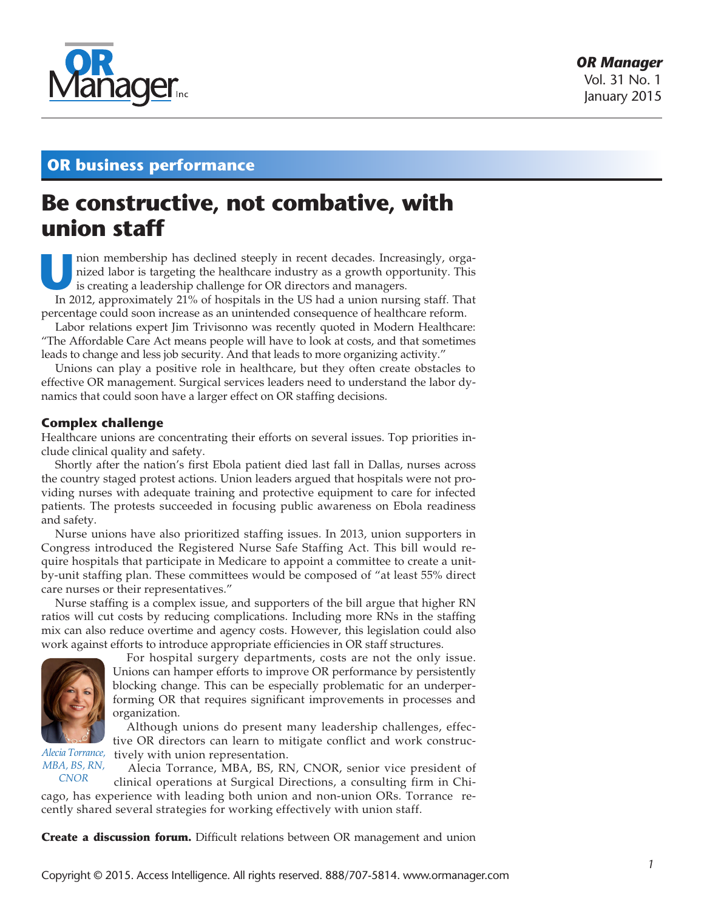# Be constructive, not combative, with union staff

## OR business performance

Union membership has declined steeply in recent decades. Increasingly, organized labor is targeting the healthcare industry as a growth opportunity. This is creating a leadership challenge for OR directors and managers.

In 2012, approximately 21% of hospitals in the US had a union nursing staff. That percentage could soon increase as an unintended consequence of healthcare reform.

Labor relations expert Jim Trivisonno was recently quoted in Modern Healthcare: "The Affordable Care Act means people will have to look at costs, and that sometimes leads to change and less job security. And that leads to more organizing activity."

Unions can play a positive role in healthcare, but they often create obstacles to effective OR management. Surgical services leaders need to understand the labor dynamics that could soon have a larger effect on OR staffing decisions.

### Complex challenge

Healthcare unions are concentrating their efforts on several issues. Top priorities include clinical quality and safety.

Shortly after the nation's first Ebola patient died last fall in Dallas, nurses across the country staged protest actions. Union leaders argued that hospitals were not providing nurses with adequate training and protective equipment to care for infected patients. The protests succeeded in focusing public awareness on Ebola readiness and safety.

Nurse unions have also prioritized staffing issues. In 2013, union supporters in Congress introduced the Registered Nurse Safe Staffing Act. This bill would require hospitals that participate in Medicare to appoint a committee to create a unit-by-unit staffing plan. These committees would be composed of "at least 55% direct care nurses or their representatives."

Nurse staffing is a complex issue, and supporters of the bill argue that higher RN ratios will cut costs by reducing complications. Including more RNs in the staffing mix can also reduce overtime and agency costs. However, this legislation could also work against efforts to introduce appropriate efficiencies in OR staff structures.

For hospital surgery departments, costs are not the only issue. Unions can hamper efforts to improve OR performance by persistently blocking change. This can be especially problematic for an underperforming OR that requires significant improvements in processes and organization.

Although unions do present many leadership challenges, effective OR directors can learn to mitigate conflict and work constructively with union representation.

*Alecia Torrance, MBA, BS, RN, CNOR*

Alecia Torrance, MBA, BS, RN, CNOR, senior vice president of clinical operations at Surgical Directions, a consulting firm in Chicago, has experience with leading both union and non-union ORs. Torrance recently shared several strategies for working effectively with union staff.

**Create a discussion forum.** Difficult relations between OR management and union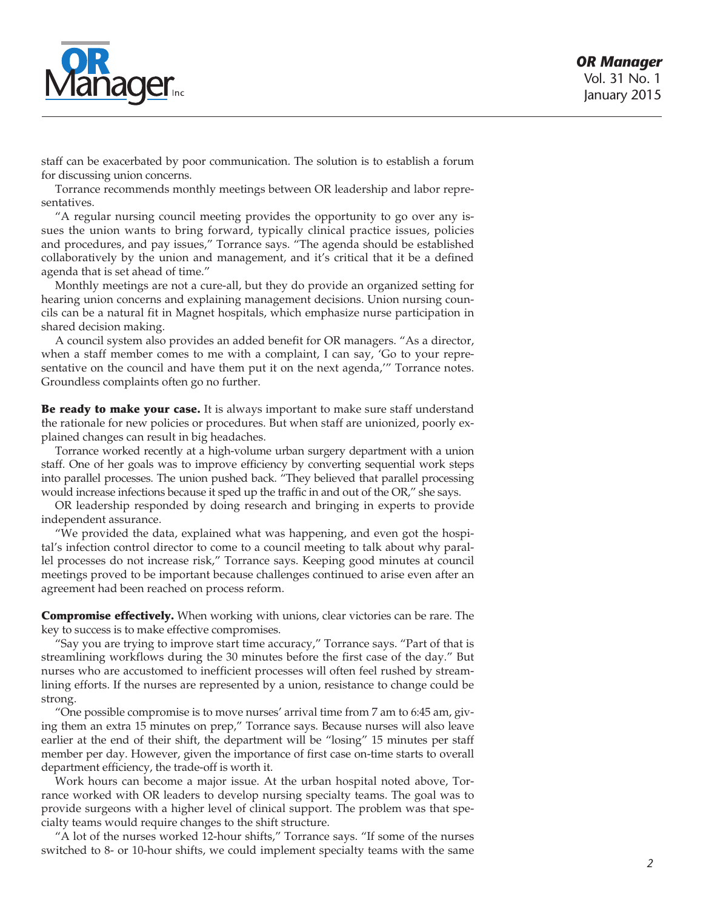staff can be exacerbated by poor communication. The solution is to establish a forum for discussing union concerns.

Torrance recommends monthly meetings between OR leadership and labor representatives.

"A regular nursing council meeting provides the opportunity to go over any issues the union wants to bring forward, typically clinical practice issues, policies and procedures, and pay issues," Torrance says. "The agenda should be established collaboratively by the union and management, and it's critical that it be a defined agenda that is set ahead of time."

Monthly meetings are not a cure-all, but they do provide an organized setting for hearing union concerns and explaining management decisions. Union nursing councils can be a natural fit in Magnet hospitals, which emphasize nurse participation in shared decision making.

A council system also provides an added benefit for OR managers. "As a director, when a staff member comes to me with a complaint, I can say, 'Go to your representative on the council and have them put it on the next agenda,'" Torrance notes. Groundless complaints often go no further.

**Be ready to make your case.** It is always important to make sure staff understand the rationale for new policies or procedures. But when staff are unionized, poorly explained changes can result in big headaches.

Torrance worked recently at a high-volume urban surgery department with a union staff. One of her goals was to improve efficiency by converting sequential work steps into parallel processes. The union pushed back. "They believed that parallel processing would increase infections because it sped up the traffic in and out of the OR," she says.

OR leadership responded by doing research and bringing in experts to provide independent assurance.

"We provided the data, explained what was happening, and even got the hospital's infection control director to come to a council meeting to talk about why parallel processes do not increase risk," Torrance says. Keeping good minutes at council meetings proved to be important because challenges continued to arise even after an agreement had been reached on process reform.

**Compromise effectively.** When working with unions, clear victories can be rare. The key to success is to make effective compromises.

"Say you are trying to improve start time accuracy," Torrance says. "Part of that is streamlining workflows during the 30 minutes before the first case of the day." But nurses who are accustomed to inefficient processes will often feel rushed by streamlining efforts. If the nurses are represented by a union, resistance to change could be strong.

"One possible compromise is to move nurses' arrival time from 7 am to 6:45 am, giving them an extra 15 minutes on prep," Torrance says. Because nurses will also leave earlier at the end of their shift, the department will be "losing" 15 minutes per staff member per day. However, given the importance of first case on-time starts to overall department efficiency, the trade-off is worth it.

Work hours can become a major issue. At the urban hospital noted above, Torrance worked with OR leaders to develop nursing specialty teams. The goal was to provide surgeons with a higher level of clinical support. The problem was that specialty teams would require changes to the shift structure.

"A lot of the nurses worked 12-hour shifts," Torrance says. "If some of the nurses switched to 8- or 10-hour shifts, we could implement specialty teams with the same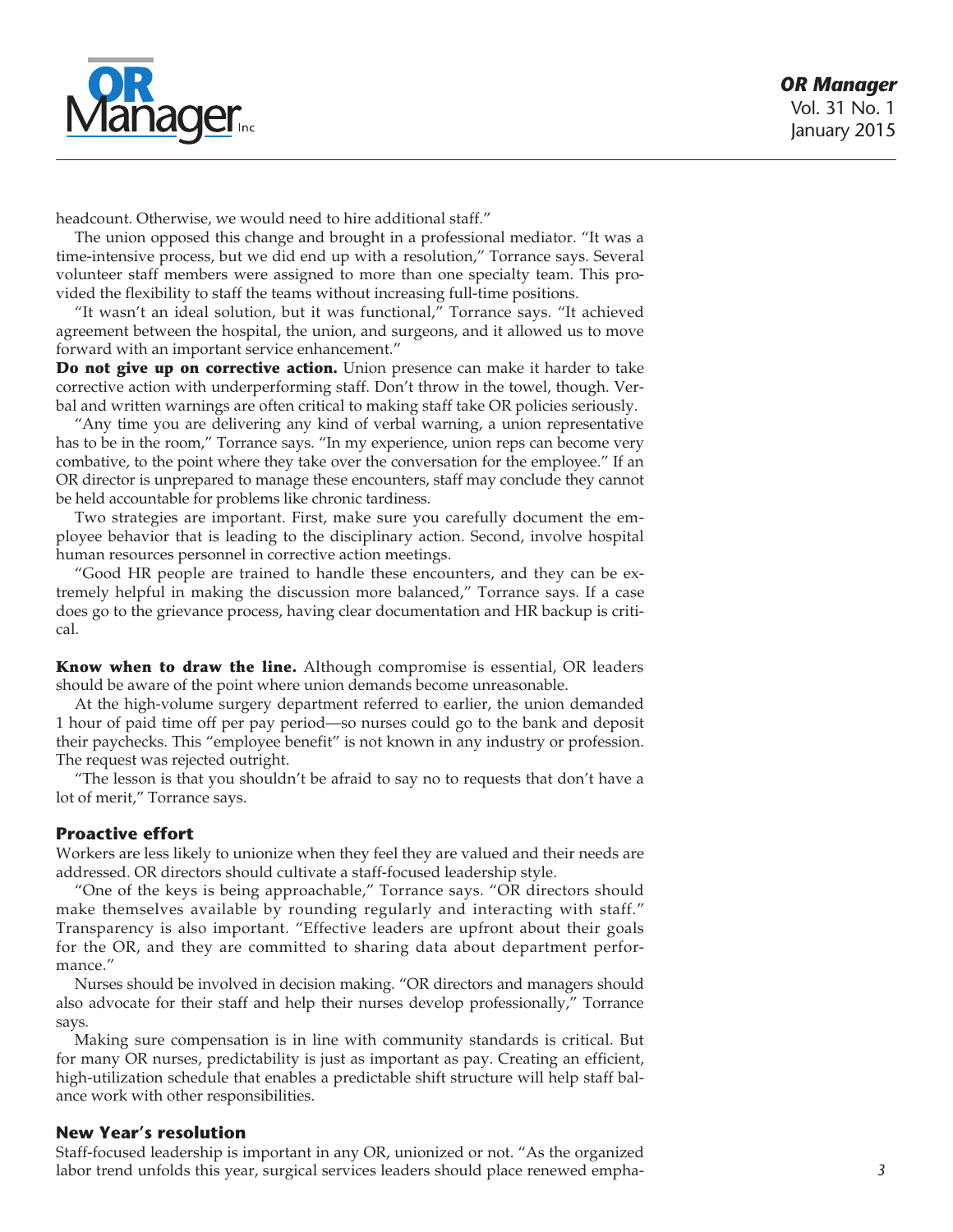headcount. Otherwise, we would need to hire additional staff."

The union opposed this change and brought in a professional mediator. "It was a time-intensive process, but we did end up with a resolution," Torrance says. Several volunteer staff members were assigned to more than one specialty team. This provided the flexibility to staff the teams without increasing full-time positions.

"It wasn't an ideal solution, but it was functional," Torrance says. "It achieved agreement between the hospital, the union, and surgeons, and it allowed us to move forward with an important service enhancement."

**Do not give up on corrective action.** Union presence can make it harder to take corrective action with underperforming staff. Don't throw in the towel, though. Verbal and written warnings are often critical to making staff take OR policies seriously.

"Any time you are delivering any kind of verbal warning, a union representative has to be in the room," Torrance says. "In my experience, union reps can become very combative, to the point where they take over the conversation for the employee." If an OR director is unprepared to manage these encounters, staff may conclude they cannot be held accountable for problems like chronic tardiness.

Two strategies are important. First, make sure you carefully document the employee behavior that is leading to the disciplinary action. Second, involve hospital human resources personnel in corrective action meetings.

"Good HR people are trained to handle these encounters, and they can be extremely helpful in making the discussion more balanced," Torrance says. If a case does go to the grievance process, having clear documentation and HR backup is critical.

**Know when to draw the line.** Although compromise is essential, OR leaders should be aware of the point where union demands become unreasonable.

At the high-volume surgery department referred to earlier, the union demanded 1 hour of paid time off per pay period—so nurses could go to the bank and deposit their paychecks. This "employee benefit" is not known in any industry or profession. The request was rejected outright.

"The lesson is that you shouldn't be afraid to say no to requests that don't have a lot of merit," Torrance says.

## Proactive effort

Workers are less likely to unionize when they feel they are valued and their needs are addressed. OR directors should cultivate a staff-focused leadership style.

"One of the keys is being approachable," Torrance says. "OR directors should make themselves available by rounding regularly and interacting with staff." Transparency is also important. "Effective leaders are upfront about their goals for the OR, and they are committed to sharing data about department performance."

Nurses should be involved in decision making. "OR directors and managers should also advocate for their staff and help their nurses develop professionally," Torrance says.

Making sure compensation is in line with community standards is critical. But for many OR nurses, predictability is just as important as pay. Creating an efficient, high-utilization schedule that enables a predictable shift structure will help staff balance work with other responsibilities.

## New Year's resolution

Staff-focused leadership is important in any OR, unionized or not. "As the organized labor trend unfolds this year, surgical services leaders should place renewed empha-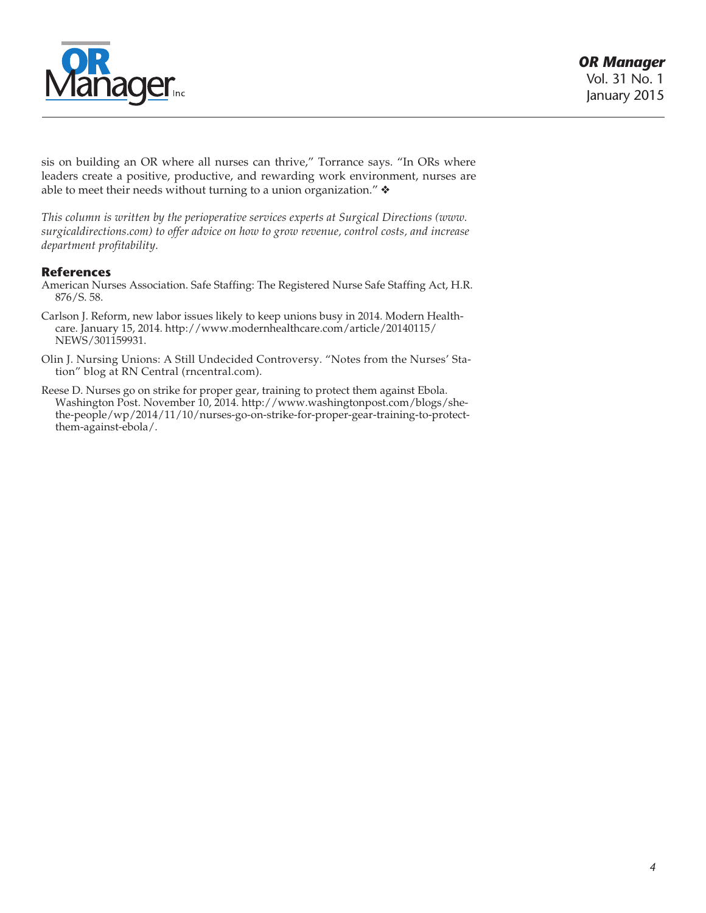sis on building an OR where all nurses can thrive," Torrance says. "In ORs where leaders create a positive, productive, and rewarding work environment, nurses are able to meet their needs without turning to a union organization." ❖

*This column is written by the perioperative services experts at Surgical Directions (www.surgicaldirections.com) to offer advice on how to grow revenue, control costs, and increase department profitability.*

## References

American Nurses Association. Safe Staffing: The Registered Nurse Safe Staffing Act, H.R. 876/S. 58.

Carlson J. Reform, new labor issues likely to keep unions busy in 2014. Modern Healthcare. January 15, 2014. http://www.modernhealthcare.com/article/20140115/NEWS/301159931.

Olin J. Nursing Unions: A Still Undecided Controversy. "Notes from the Nurses' Station" blog at RN Central (rncentral.com).

Reese D. Nurses go on strike for proper gear, training to protect them against Ebola. Washington Post. November 10, 2014. http://www.washingtonpost.com/blogs/she-the-people/wp/2014/11/10/nurses-go-on-strike-for-proper-gear-training-to-protect-them-against-ebola/.